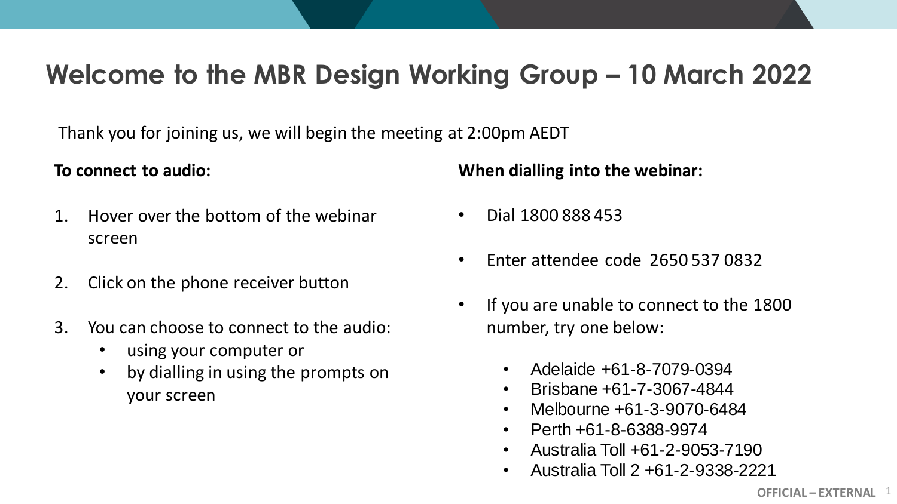# Welcome to the MBR Design Working Group – 10 March 2022

Thank you for joining us, we will begin the meeting at 2:00pm AEDT

**To connect to audio:**

1. Hover over the bottom of the webinar screen
2. Click on the phone receiver button
3. You can choose to connect to the audio:
   - using your computer or
   - by dialling in using the prompts on your screen

**When dialling into the webinar:**

- Dial 1800 888 453
- Enter attendee code 2650 537 0832
- If you are unable to connect to the 1800 number, try one below:
  - Adelaide +61-8-7079-0394
  - Brisbane +61-7-3067-4844
  - Melbourne +61-3-9070-6484
  - Perth +61-8-6388-9974
  - Australia Toll +61-2-9053-7190
  - Australia Toll 2 +61-2-9338-2221

OFFICIAL – EXTERNAL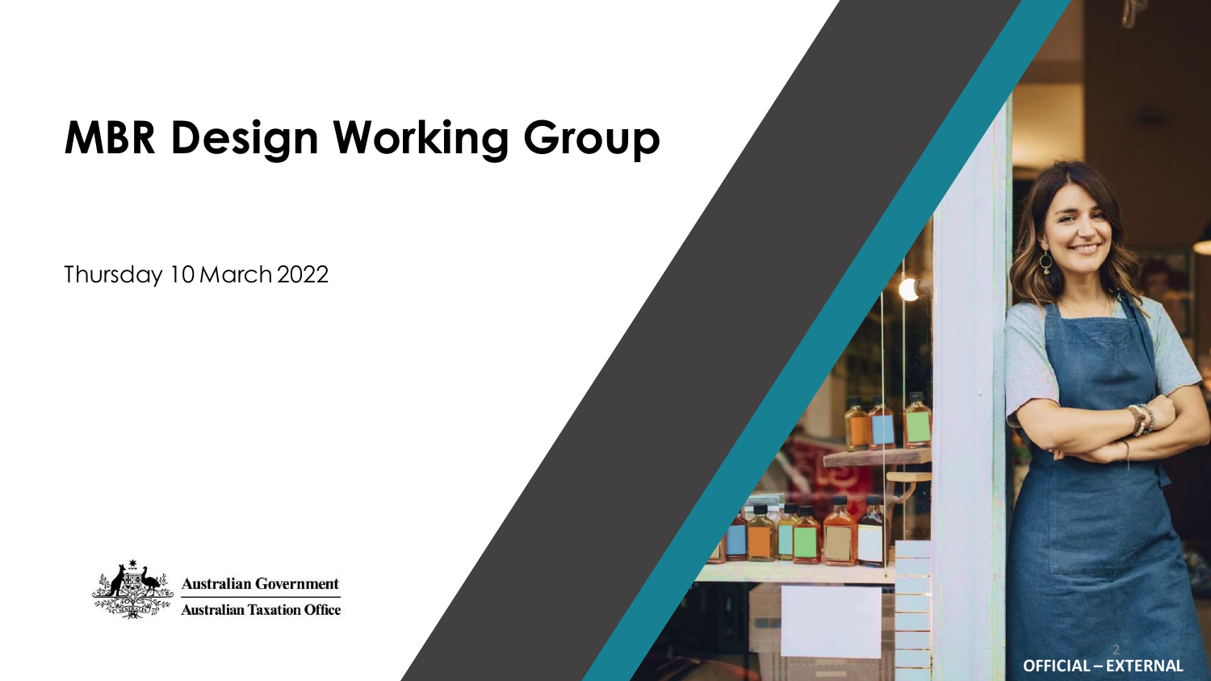# MBR Design Working Group

Thursday 10 March 2022

Australian Government

Australian Taxation Office

OFFICIAL – EXTERNAL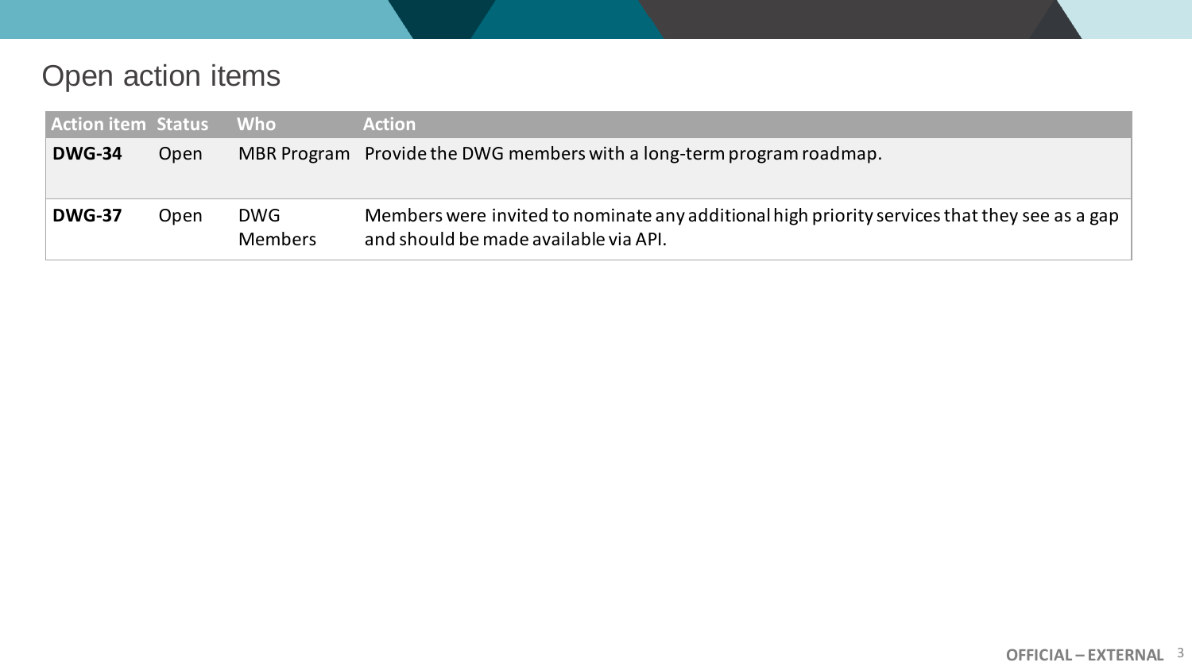# Open action items

| Action item | Status | Who | Action |
|---|---|---|---|
| **DWG-34** | Open | MBR Program | Provide the DWG members with a long-term program roadmap. |
| **DWG-37** | Open | DWG Members | Members were invited to nominate any additional high priority services that they see as a gap and should be made available via API. |

OFFICIAL – EXTERNAL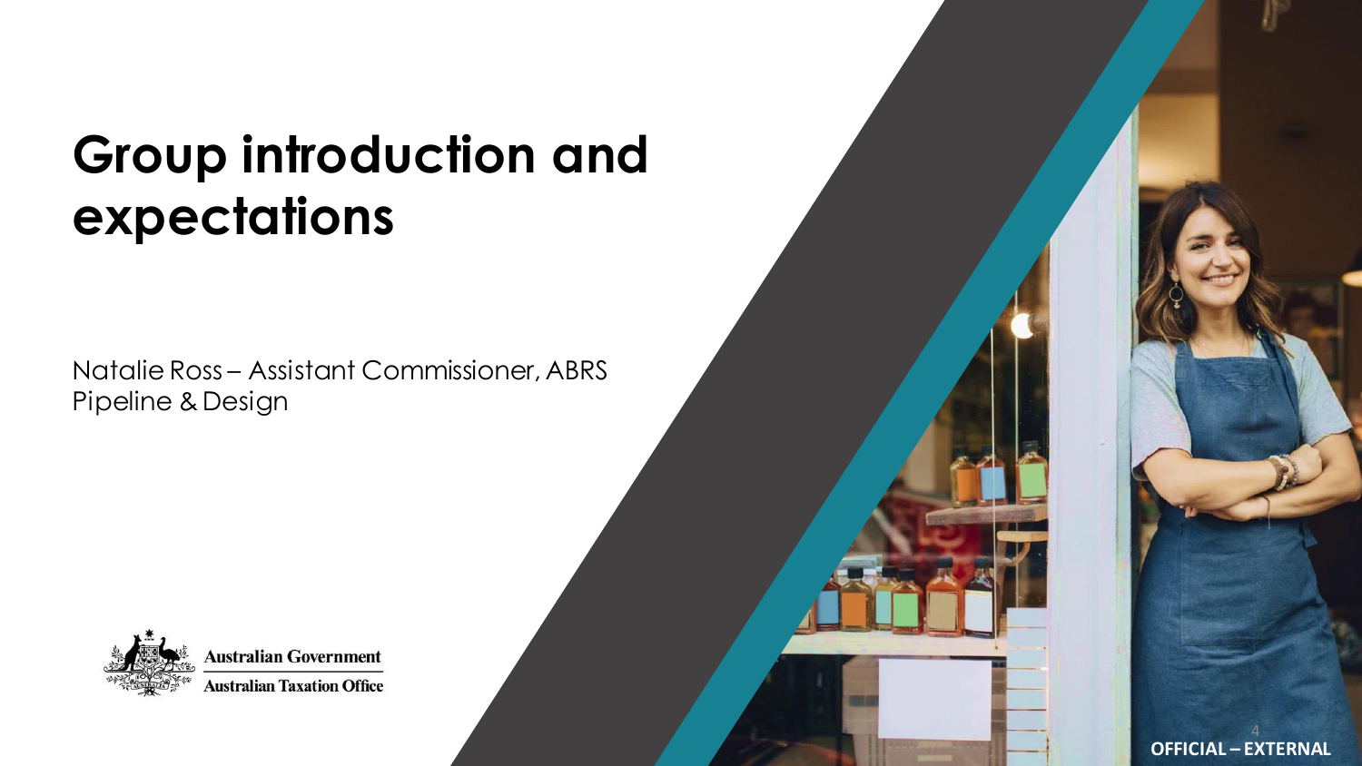# Group introduction and expectations

Natalie Ross – Assistant Commissioner, ABRS Pipeline & Design

OFFICIAL – EXTERNAL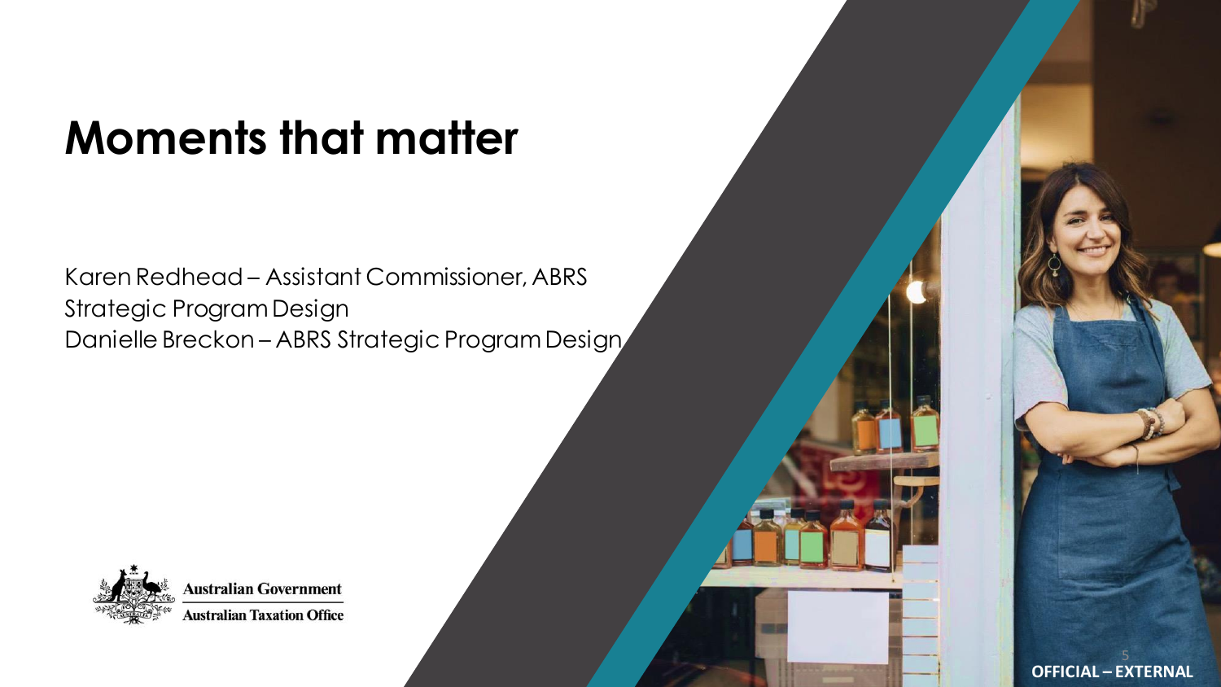# Moments that matter

Karen Redhead – Assistant Commissioner, ABRS Strategic Program Design

Danielle Breckon – ABRS Strategic Program Design

Australian Government

Australian Taxation Office

OFFICIAL – EXTERNAL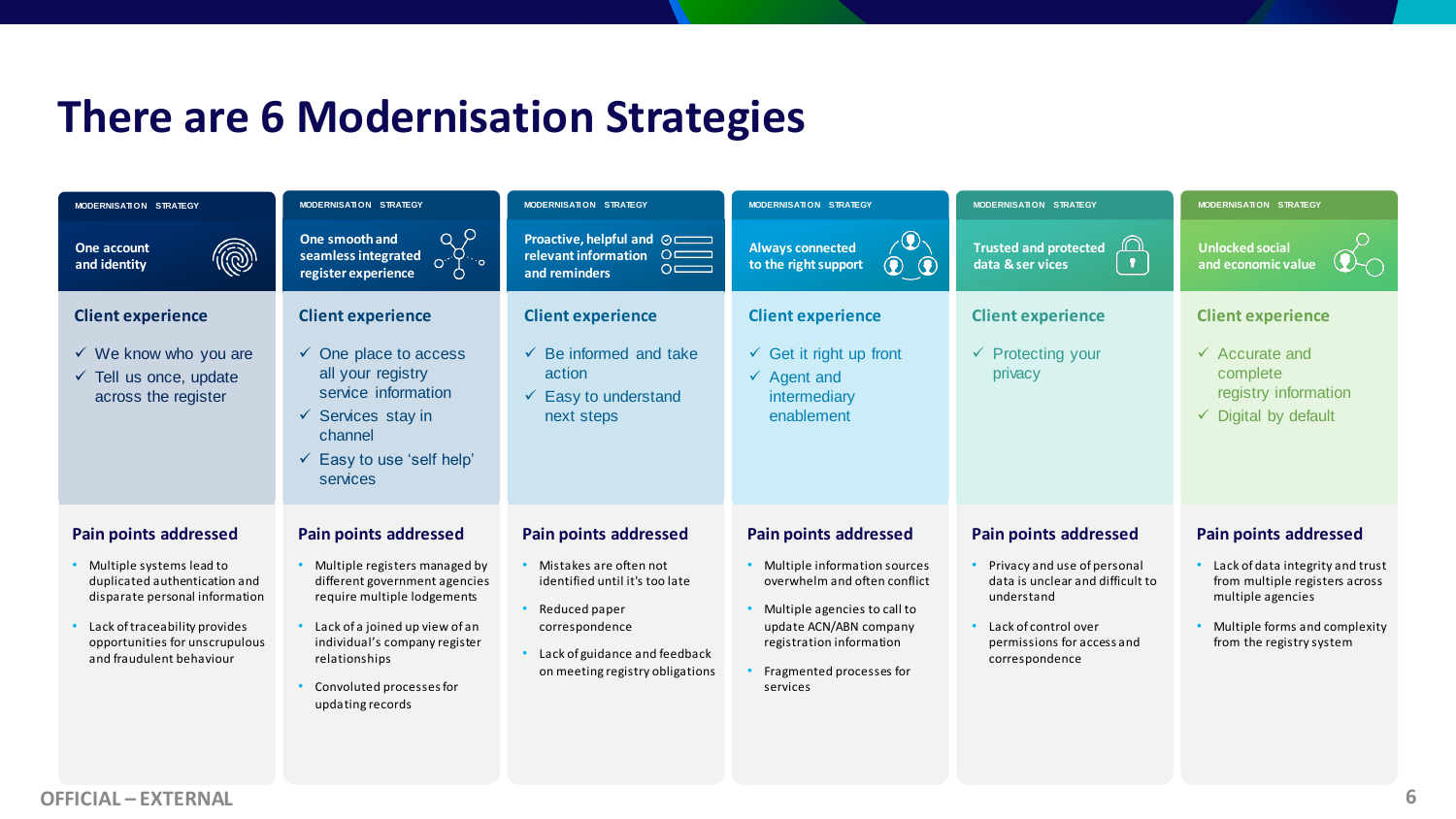# There are 6 Modernisation Strategies

## MODERNISATION STRATEGY: One account and identity

### Client experience

- ✓ We know who you are
- ✓ Tell us once, update across the register

### Pain points addressed

- Multiple systems lead to duplicated authentication and disparate personal information
- Lack of traceability provides opportunities for unscrupulous and fraudulent behaviour

## MODERNISATION STRATEGY: One smooth and seamless integrated register experience

### Client experience

- ✓ One place to access all your registry service information
- ✓ Services stay in channel
- ✓ Easy to use 'self help' services

### Pain points addressed

- Multiple registers managed by different government agencies require multiple lodgements
- Lack of a joined up view of an individual's company register relationships
- Convoluted processes for updating records

## MODERNISATION STRATEGY: Proactive, helpful and relevant information and reminders

### Client experience

- ✓ Be informed and take action
- ✓ Easy to understand next steps

### Pain points addressed

- Mistakes are often not identified until it's too late
- Reduced paper correspondence
- Lack of guidance and feedback on meeting registry obligations

## MODERNISATION STRATEGY: Always connected to the right support

### Client experience

- ✓ Get it right up front
- ✓ Agent and intermediary enablement

### Pain points addressed

- Multiple information sources overwhelm and often conflict
- Multiple agencies to call to update ACN/ABN company registration information
- Fragmented processes for services

## MODERNISATION STRATEGY: Trusted and protected data & services

### Client experience

- ✓ Protecting your privacy

### Pain points addressed

- Privacy and use of personal data is unclear and difficult to understand
- Lack of control over permissions for access and correspondence

## MODERNISATION STRATEGY: Unlocked social and economic value

### Client experience

- ✓ Accurate and complete registry information
- ✓ Digital by default

### Pain points addressed

- Lack of data integrity and trust from multiple registers across multiple agencies
- Multiple forms and complexity from the registry system

OFFICIAL – EXTERNAL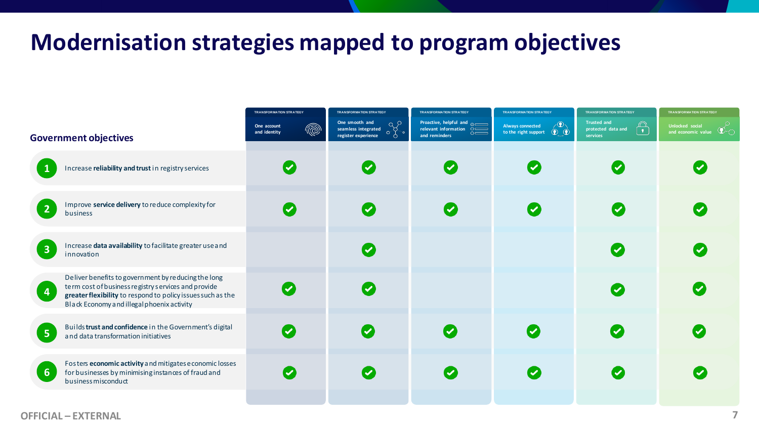# Modernisation strategies mapped to program objectives

| Government objectives | TRANSFORMATION STRATEGY One account and identity | TRANSFORMATION STRATEGY One smooth and seamless integrated register experience | TRANSFORMATION STRATEGY Proactive, helpful and relevant information and reminders | TRANSFORMATION STRATEGY Always connected to the right support | TRANSFORMATION STRATEGY Trusted and protected data and services | TRANSFORMATION STRATEGY Unlocked social and economic value |
|---|---|---|---|---|---|---|
| 1 Increase **reliability and trust** in registry services | ✓ | ✓ | ✓ | ✓ | ✓ | ✓ |
| 2 Improve **service delivery** to reduce complexity for business | ✓ | ✓ | ✓ | ✓ | ✓ | ✓ |
| 3 Increase **data availability** to facilitate greater use and innovation | | ✓ | | | ✓ | ✓ |
| 4 Deliver benefits to government by reducing the long term cost of business registry services and provide **greater flexibility** to respond to policy issues such as the Black Economy and illegal phoenix activity | ✓ | ✓ | | | ✓ | ✓ |
| 5 Builds **trust and confidence** in the Government's digital and data transformation initiatives | ✓ | ✓ | ✓ | ✓ | ✓ | ✓ |
| 6 Fosters **economic activity** and mitigates economic losses for businesses by minimising instances of fraud and business misconduct | ✓ | ✓ | ✓ | ✓ | ✓ | ✓ |

OFFICIAL – EXTERNAL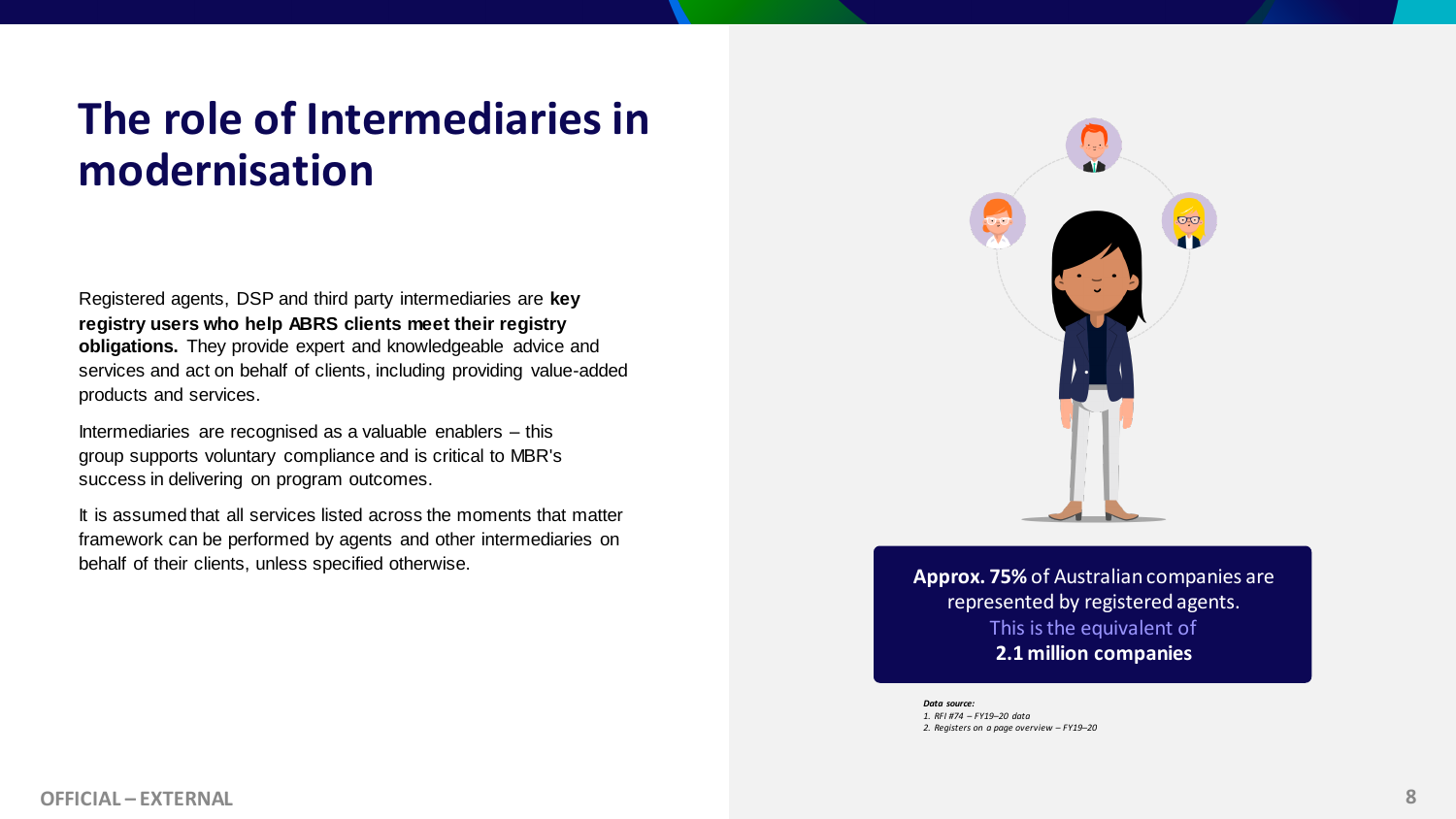# The role of Intermediaries in modernisation

Registered agents, DSP and third party intermediaries are **key registry users who help ABRS clients meet their registry obligations.** They provide expert and knowledgeable advice and services and act on behalf of clients, including providing value-added products and services.

Intermediaries are recognised as a valuable enablers – this group supports voluntary compliance and is critical to MBR's success in delivering on program outcomes.

It is assumed that all services listed across the moments that matter framework can be performed by agents and other intermediaries on behalf of their clients, unless specified otherwise.

**Approx. 75%** of Australian companies are represented by registered agents.
This is the equivalent of
**2.1 million companies**

***Data source:***

*1. RFI #74 – FY19–20 data*

*2. Registers on a page overview – FY19–20*

**OFFICIAL – EXTERNAL**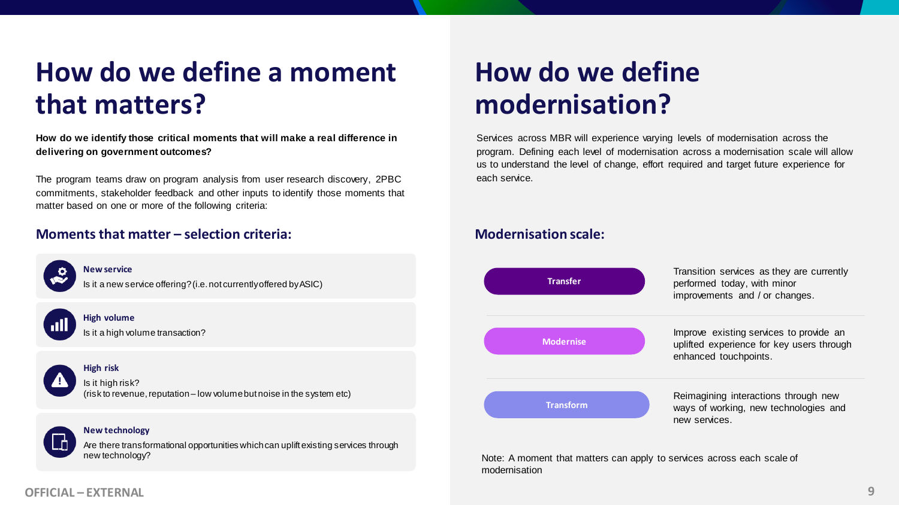# How do we define a moment that matters?

**How do we identify those critical moments that will make a real difference in delivering on government outcomes?**

The program teams draw on program analysis from user research discovery, 2PBC commitments, stakeholder feedback and other inputs to identify those moments that matter based on one or more of the following criteria:

## Moments that matter – selection criteria:

**New service**
Is it a new service offering? (i.e. not currently offered by ASIC)

**High volume**
Is it a high volume transaction?

**High risk**
Is it high risk?
(risk to revenue, reputation – low volume but noise in the system etc)

**New technology**
Are there transformational opportunities which can uplift existing services through new technology?

# How do we define modernisation?

Services across MBR will experience varying levels of modernisation across the program. Defining each level of modernisation across a modernisation scale will allow us to understand the level of change, effort required and target future experience for each service.

## Modernisation scale:

**Transfer**
Transition services as they are currently performed today, with minor improvements and / or changes.

**Modernise**
Improve existing services to provide an uplifted experience for key users through enhanced touchpoints.

**Transform**
Reimagining interactions through new ways of working, new technologies and new services.

Note: A moment that matters can apply to services across each scale of modernisation

OFFICIAL – EXTERNAL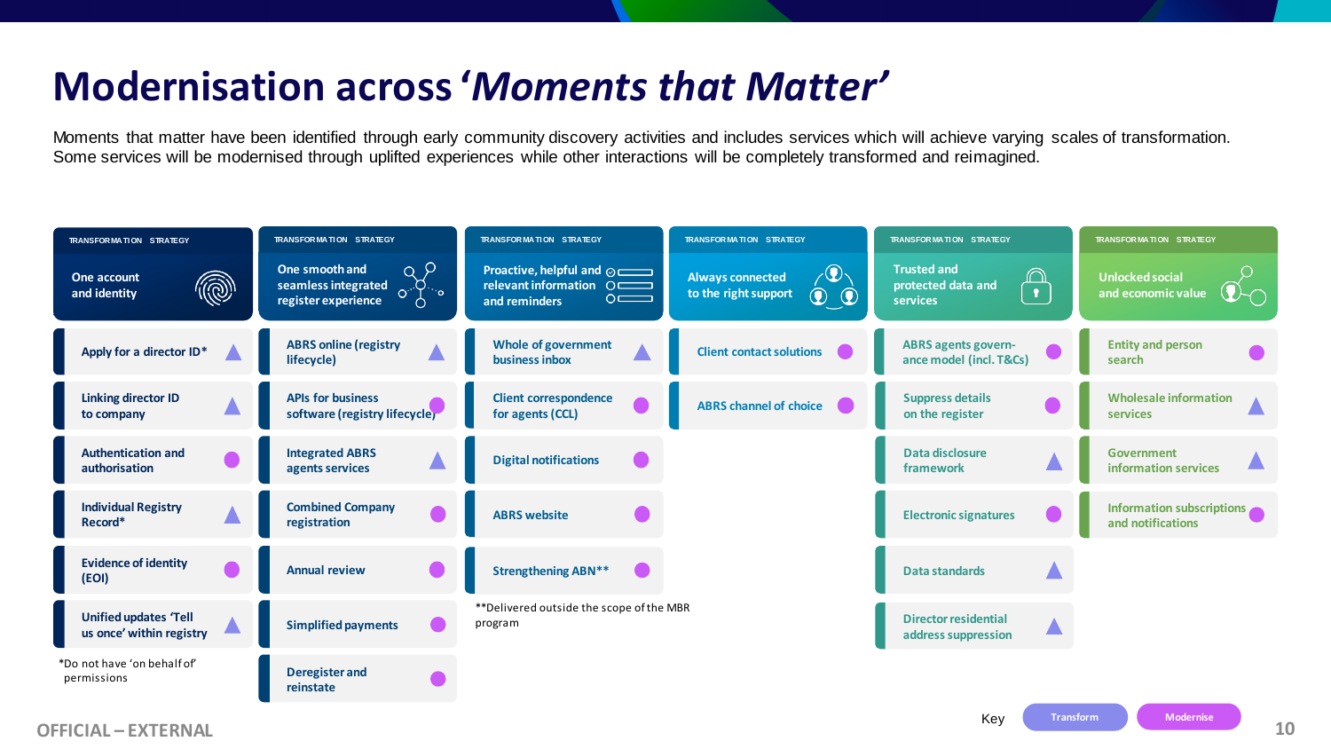# Modernisation across *'Moments that Matter'*

Moments that matter have been identified through early community discovery activities and includes services which will achieve varying scales of transformation. Some services will be modernised through uplifted experiences while other interactions will be completely transformed and reimagined.

| TRANSFORMATION STRATEGY: One account and identity | TRANSFORMATION STRATEGY: One smooth and seamless integrated register experience | TRANSFORMATION STRATEGY: Proactive, helpful and relevant information and reminders | TRANSFORMATION STRATEGY: Always connected to the right support | TRANSFORMATION STRATEGY: Trusted and protected data and services | TRANSFORMATION STRATEGY: Unlocked social and economic value |
|---|---|---|---|---|---|
| Apply for a director ID* (Transform) | ABRS online (registry lifecycle) (Transform) | Whole of government business inbox (Transform) | Client contact solutions (Modernise) | ABRS agents governance model (incl. T&Cs) (Modernise) | Entity and person search (Modernise) |
| Linking director ID to company (Transform) | APIs for business software (registry lifecycle) (Modernise) | Client correspondence for agents (CCL) (Modernise) | ABRS channel of choice (Modernise) | Suppress details on the register (Modernise) | Wholesale information services (Transform) |
| Authentication and authorisation (Modernise) | Integrated ABRS agents services (Transform) | Digital notifications (Modernise) | | Data disclosure framework (Transform) | Government information services (Transform) |
| Individual Registry Record* (Transform) | Combined Company registration (Modernise) | ABRS website (Modernise) | | Electronic signatures (Modernise) | Information subscriptions and notifications (Modernise) |
| Evidence of identity (EOI) (Modernise) | Annual review (Modernise) | Strengthening ABN** (Modernise) | | Data standards (Transform) | |
| Unified updates 'Tell us once' within registry (Transform) | Simplified payments (Modernise) | | | Director residential address suppression (Transform) | |
| | Deregister and reinstate (Modernise) | | | | |

*Do not have 'on behalf of' permissions

**Delivered outside the scope of the MBR program

Key: Transform | Modernise

OFFICIAL – EXTERNAL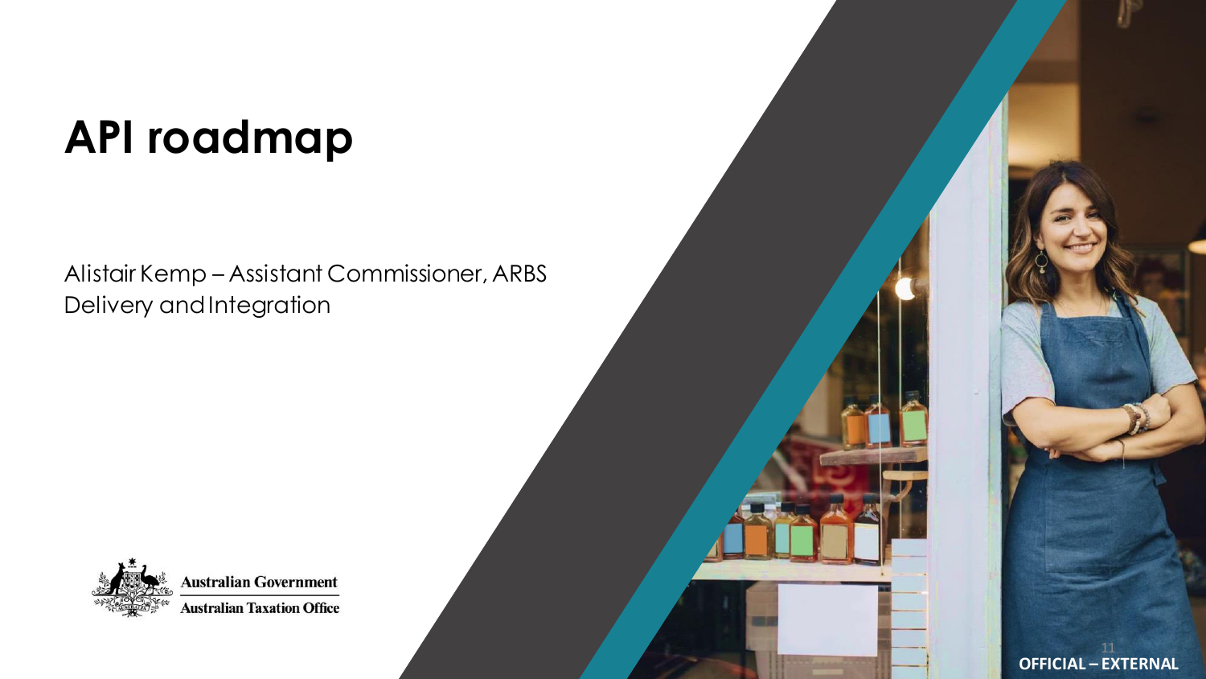# API roadmap

Alistair Kemp – Assistant Commissioner, ARBS Delivery and Integration

Australian Government
Australian Taxation Office

OFFICIAL – EXTERNAL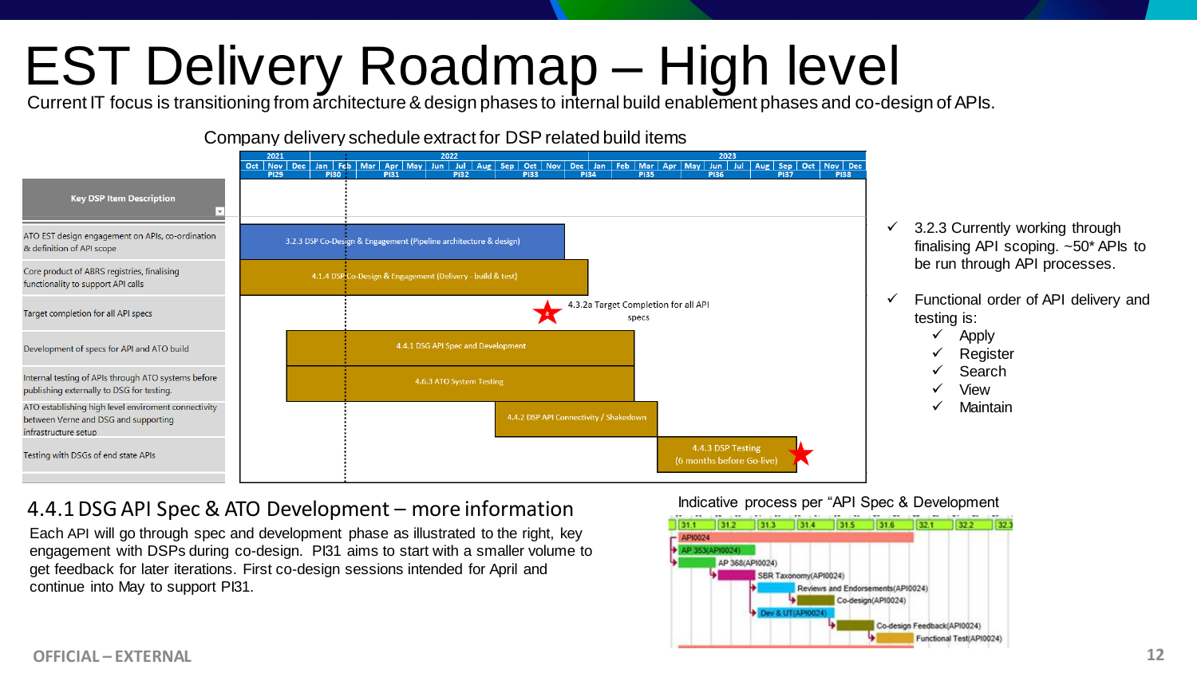# EST Delivery Roadmap – High level

Current IT focus is transitioning from architecture & design phases to internal build enablement phases and co-design of APIs.

## Company delivery schedule extract for DSP related build items

| Key DSP Item Description | Schedule item |
|---|---|
| ATO EST design engagement on APIs, co-ordination & definition of API scope | 3.2.3 DSP Co-Design & Engagement (Pipeline architecture & design) |
| Core product of ABRS registries, finalising functionality to support API calls | 4.1.4 DSP Co-Design & Engagement (Delivery - build & test) |
| Target completion for all API specs | 4.3.2a Target Completion for all API specs |
| Development of specs for API and ATO build | 4.4.1 DSG API Spec and Development |
| Internal testing of APIs through ATO systems before publishing externally to DSG for testing. | 4.6.3 ATO System Testing |
| ATO establishing high level enviroment connectivity between Verne and DSG and supporting infrastructure setup | 4.4.2 DSP API Connectivity / Shakedown |
| Testing with DSGs of end state APIs | 4.4.3 DSP Testing (6 months before Go-live) |

Timeline: 2021 (Oct, Nov, Dec), 2022 (Jan–Dec), 2023 (Jan–Dec); PI29, PI30, PI31, PI32, PI33, PI34, PI35, PI36, PI37, PI38

- ✓ 3.2.3 Currently working through finalising API scoping. ~50* APIs to be run through API processes.
- ✓ Functional order of API delivery and testing is:
  - ✓ Apply
  - ✓ Register
  - ✓ Search
  - ✓ View
  - ✓ Maintain

## 4.4.1 DSG API Spec & ATO Development – more information

Each API will go through spec and development phase as illustrated to the right, key engagement with DSPs during co-design. PI31 aims to start with a smaller volume to get feedback for later iterations. First co-design sessions intended for April and continue into May to support PI31.

Indicative process per "API Spec & Development

Iterations: 31.1, 31.2, 31.3, 31.4, 31.5, 31.6, 32.1, 32.2, 32.3

- API0024
- AP 353(API0024)
- AP 368(API0024)
- SBR Taxonomy(API0024)
- Reviews and Endorsements(API0024)
- Co-design(API0024)
- Dev & UT(API0024)
- Co-design Feedback(API0024)
- Functional Test(API0024)

OFFICIAL – EXTERNAL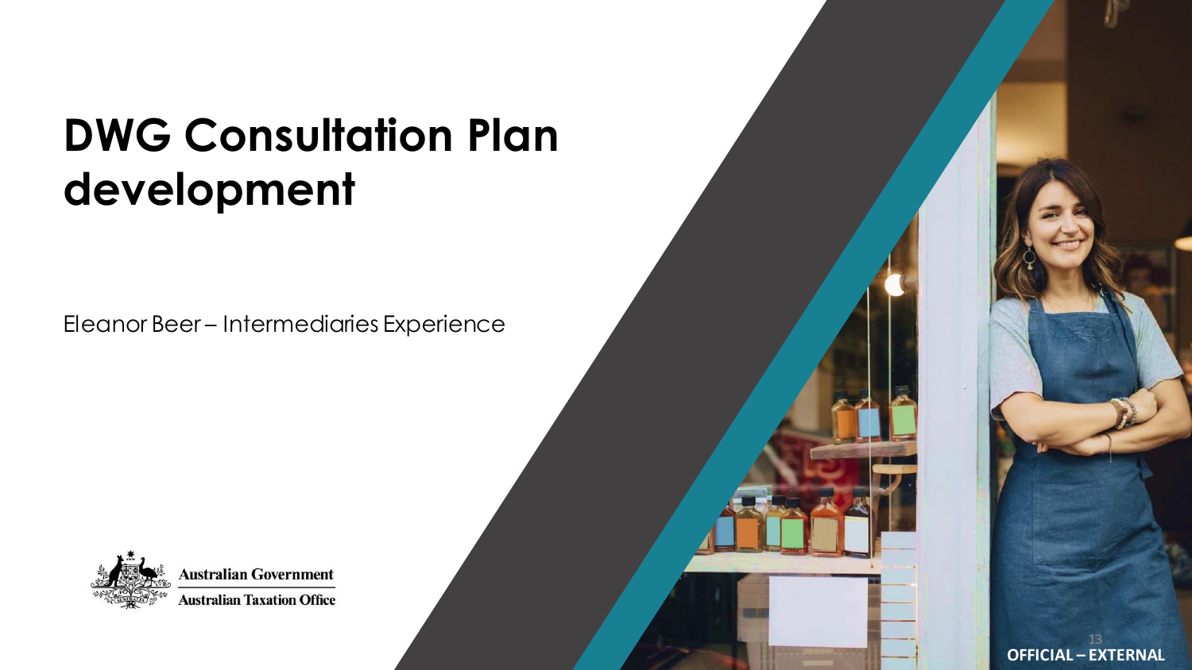# DWG Consultation Plan development

Eleanor Beer – Intermediaries Experience

Australian Government
Australian Taxation Office

OFFICIAL – EXTERNAL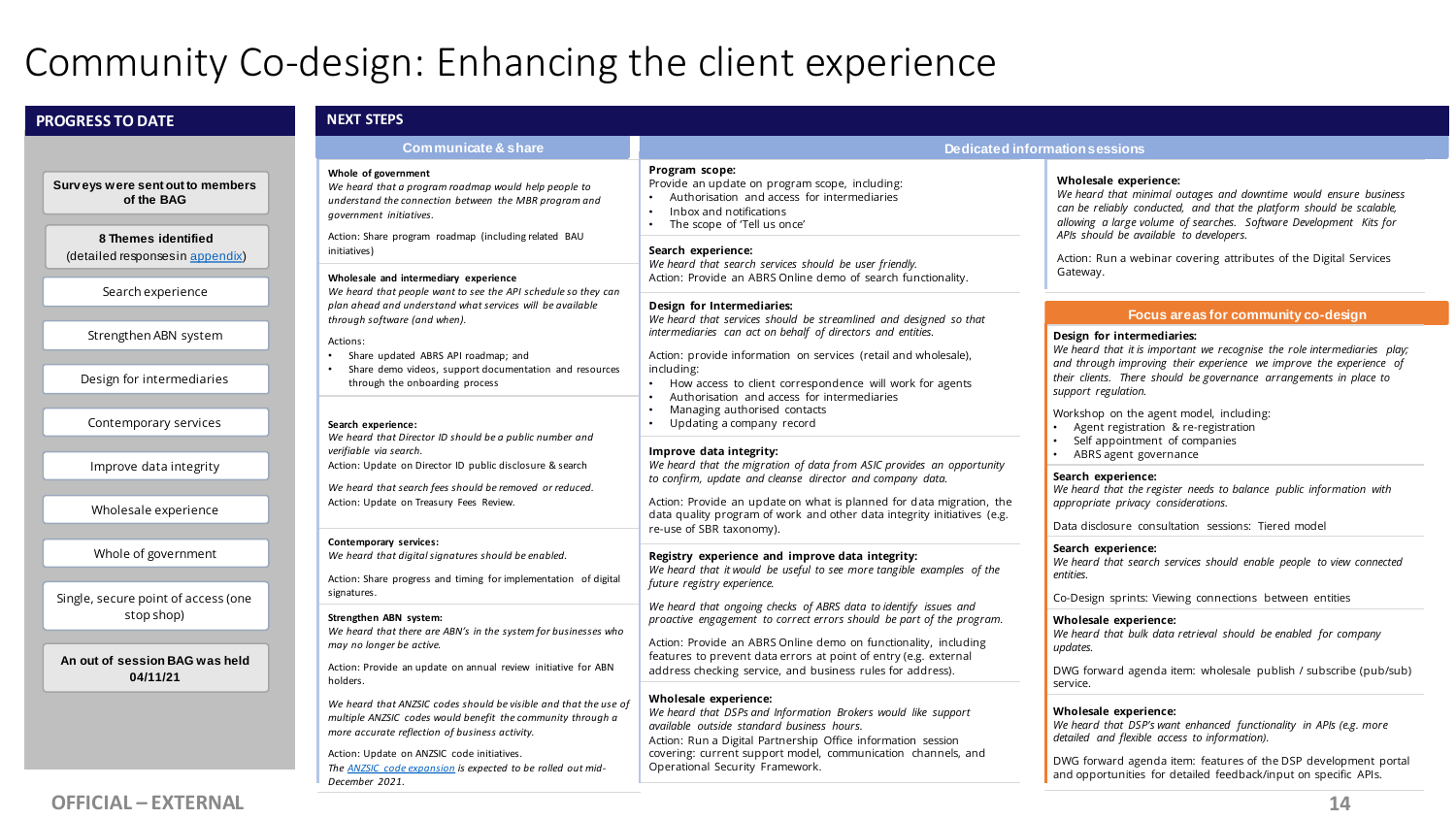# Community Co-design: Enhancing the client experience

## PROGRESS TO DATE

**Surveys were sent out to members of the BAG**

**8 Themes identified** (detailed responses in [appendix](#))

- Search experience
- Strengthen ABN system
- Design for intermediaries
- Contemporary services
- Improve data integrity
- Wholesale experience
- Whole of government
- Single, secure point of access (one stop shop)

**An out of session BAG was held 04/11/21**

## NEXT STEPS

### Communicate & share

**Whole of government**
*We heard that a program roadmap would help people to understand the connection between the MBR program and government initiatives.*

Action: Share program roadmap (including related BAU initiatives)

**Wholesale and intermediary experience**
*We heard that people want to see the API schedule so they can plan ahead and understand what services will be available through software (and when).*

Actions:
- Share updated ABRS API roadmap; and
- Share demo videos, support documentation and resources through the onboarding process

**Search experience:**
*We heard that Director ID should be a public number and verifiable via search.*
Action: Update on Director ID public disclosure & search

*We heard that search fees should be removed or reduced.*
Action: Update on Treasury Fees Review.

**Contemporary services:**
*We heard that digital signatures should be enabled.*

Action: Share progress and timing for implementation of digital signatures.

**Strengthen ABN system:**
*We heard that there are ABN's in the system for businesses who may no longer be active.*

Action: Provide an update on annual review initiative for ABN holders.

*We heard that ANZSIC codes should be visible and that the use of multiple ANZSIC codes would benefit the community through a more accurate reflection of business activity.*

Action: Update on ANZSIC code initiatives.
*The [ANZSIC code expansion](#) is expected to be rolled out mid-December 2021.*

### Dedicated information sessions

**Program scope:**
Provide an update on program scope, including:
- Authorisation and access for intermediaries
- Inbox and notifications
- The scope of 'Tell us once'

**Search experience:**
*We heard that search services should be user friendly.*
Action: Provide an ABRS Online demo of search functionality.

**Design for Intermediaries:**
*We heard that services should be streamlined and designed so that intermediaries can act on behalf of directors and entities.*

Action: provide information on services (retail and wholesale), including:
- How access to client correspondence will work for agents
- Authorisation and access for intermediaries
- Managing authorised contacts
- Updating a company record

**Improve data integrity:**
*We heard that the migration of data from ASIC provides an opportunity to confirm, update and cleanse director and company data.*

Action: Provide an update on what is planned for data migration, the data quality program of work and other data integrity initiatives (e.g. re-use of SBR taxonomy).

**Registry experience and improve data integrity:**
*We heard that it would be useful to see more tangible examples of the future registry experience.*

*We heard that ongoing checks of ABRS data to identify issues and proactive engagement to correct errors should be part of the program.*

Action: Provide an ABRS Online demo on functionality, including features to prevent data errors at point of entry (e.g. external address checking service, and business rules for address).

**Wholesale experience:**
*We heard that DSPs and Information Brokers would like support available outside standard business hours.*
Action: Run a Digital Partnership Office information session covering: current support model, communication channels, and Operational Security Framework.

**Wholesale experience:**
*We heard that minimal outages and downtime would ensure business can be reliably conducted, and that the platform should be scalable, allowing a large volume of searches. Software Development Kits for APIs should be available to developers.*

Action: Run a webinar covering attributes of the Digital Services Gateway.

### Focus areas for community co-design

**Design for intermediaries:**
*We heard that it is important we recognise the role intermediaries play; and through improving their experience we improve the experience of their clients. There should be governance arrangements in place to support regulation.*

Workshop on the agent model, including:
- Agent registration & re-registration
- Self appointment of companies
- ABRS agent governance

**Search experience:**
*We heard that the register needs to balance public information with appropriate privacy considerations.*

Data disclosure consultation sessions: Tiered model

**Search experience:**
*We heard that search services should enable people to view connected entities.*

Co-Design sprints: Viewing connections between entities

**Wholesale experience:**
*We heard that bulk data retrieval should be enabled for company updates.*

DWG forward agenda item: wholesale publish / subscribe (pub/sub) service.

**Wholesale experience:**
*We heard that DSP's want enhanced functionality in APIs (e.g. more detailed and flexible access to information).*

DWG forward agenda item: features of the DSP development portal and opportunities for detailed feedback/input on specific APIs.

OFFICIAL – EXTERNAL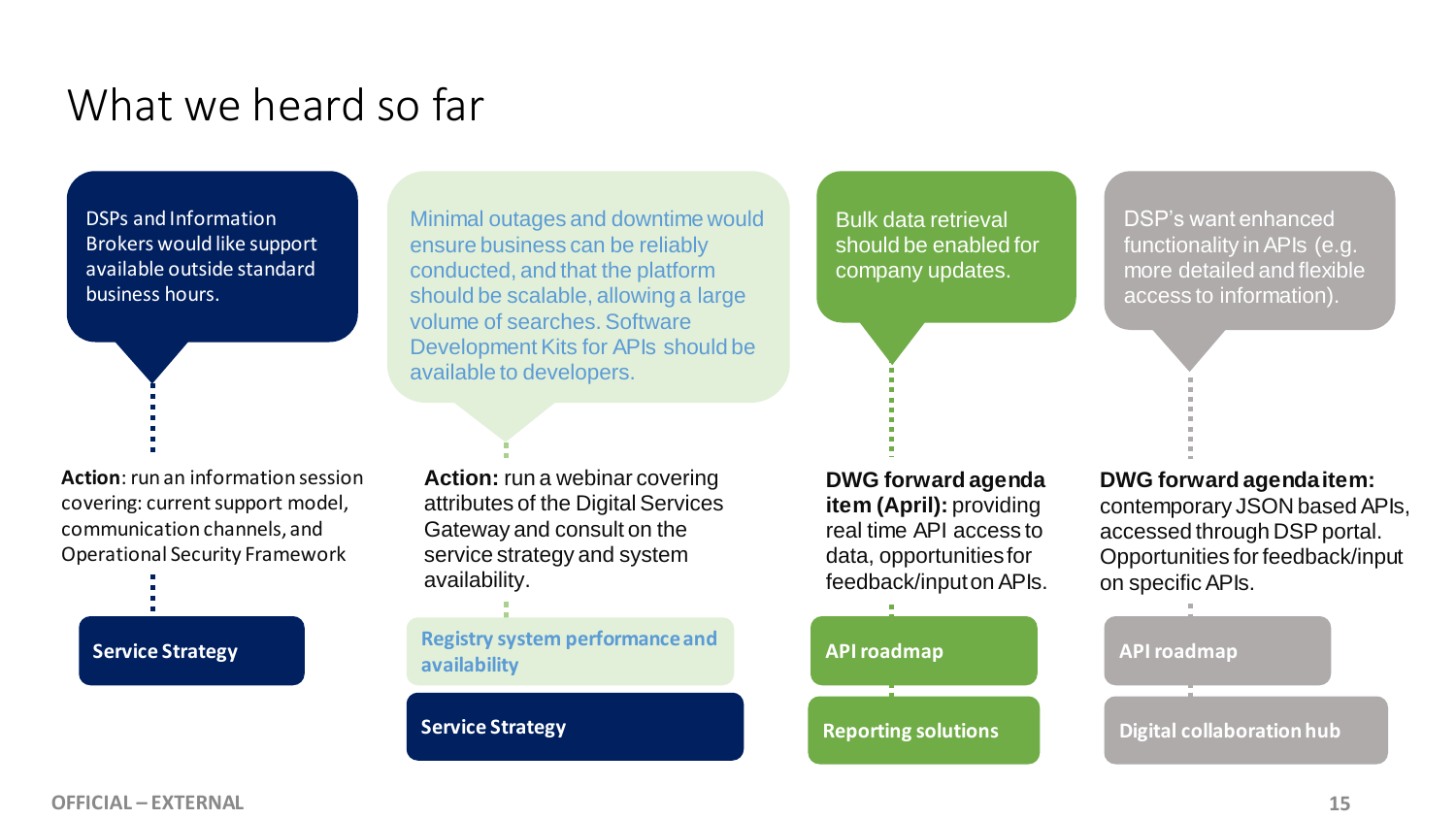# What we heard so far

DSPs and Information Brokers would like support available outside standard business hours.

**Action**: run an information session covering: current support model, communication channels, and Operational Security Framework

**Service Strategy**

Minimal outages and downtime would ensure business can be reliably conducted, and that the platform should be scalable, allowing a large volume of searches. Software Development Kits for APIs should be available to developers.

**Action:** run a webinar covering attributes of the Digital Services Gateway and consult on the service strategy and system availability.

**Registry system performance and availability**

**Service Strategy**

Bulk data retrieval should be enabled for company updates.

**DWG forward agenda item (April):** providing real time API access to data, opportunities for feedback/input on APIs.

**API roadmap**

**Reporting solutions**

DSP's want enhanced functionality in APIs (e.g. more detailed and flexible access to information).

**DWG forward agenda item:** contemporary JSON based APIs, accessed through DSP portal. Opportunities for feedback/input on specific APIs.

**API roadmap**

**Digital collaboration hub**

OFFICIAL – EXTERNAL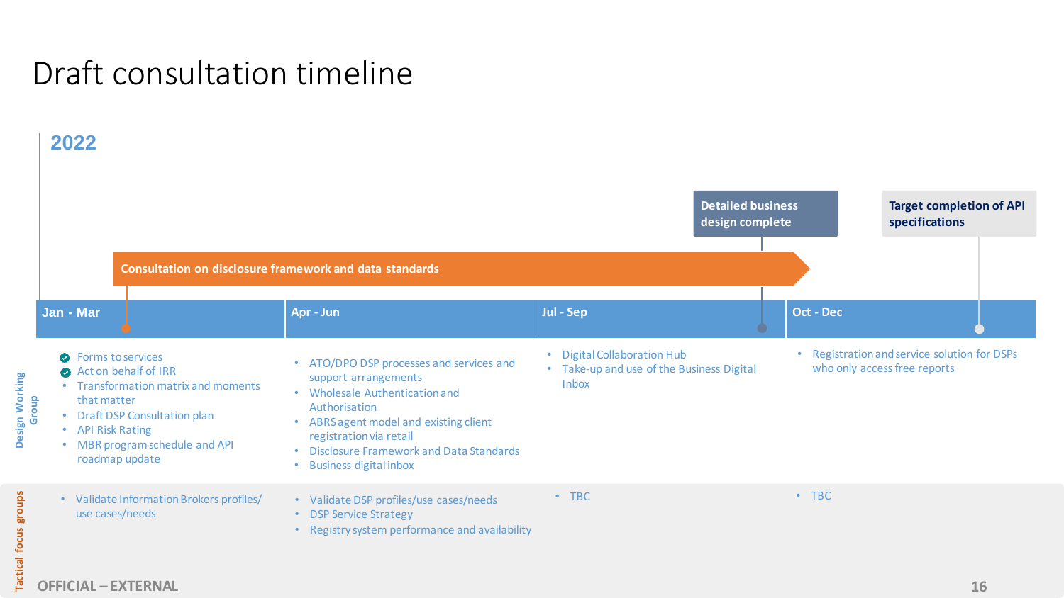# Draft consultation timeline

## 2022

**Consultation on disclosure framework and data standards** (Jan – Sep)

**Detailed business design complete** (Jul – Sep)

**Target completion of API specifications** (Oct – Dec)

| | Jan - Mar | Apr - Jun | Jul - Sep | Oct - Dec |
|---|---|---|---|---|
| **Design Working Group** | ✔ Forms to services<br>✔ Act on behalf of IRR<br>• Transformation matrix and moments that matter<br>• Draft DSP Consultation plan<br>• API Risk Rating<br>• MBR program schedule and API roadmap update | • ATO/DPO DSP processes and services and support arrangements<br>• Wholesale Authentication and Authorisation<br>• ABRS agent model and existing client registration via retail<br>• Disclosure Framework and Data Standards<br>• Business digital inbox | • Digital Collaboration Hub<br>• Take-up and use of the Business Digital Inbox | • Registration and service solution for DSPs who only access free reports |
| **Tactical focus groups** | • Validate Information Brokers profiles/ use cases/needs | • Validate DSP profiles/use cases/needs<br>• DSP Service Strategy<br>• Registry system performance and availability | • TBC | • TBC |

OFFICIAL – EXTERNAL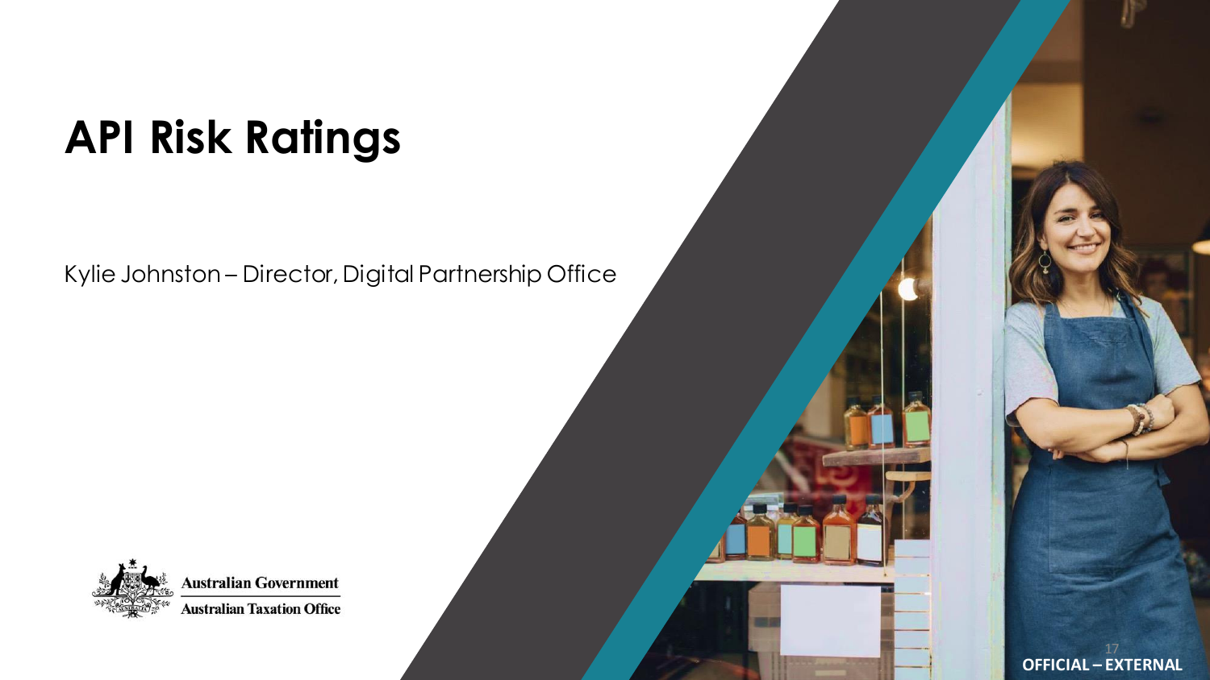# API Risk Ratings

Kylie Johnston – Director, Digital Partnership Office

Australian Government
Australian Taxation Office

OFFICIAL – EXTERNAL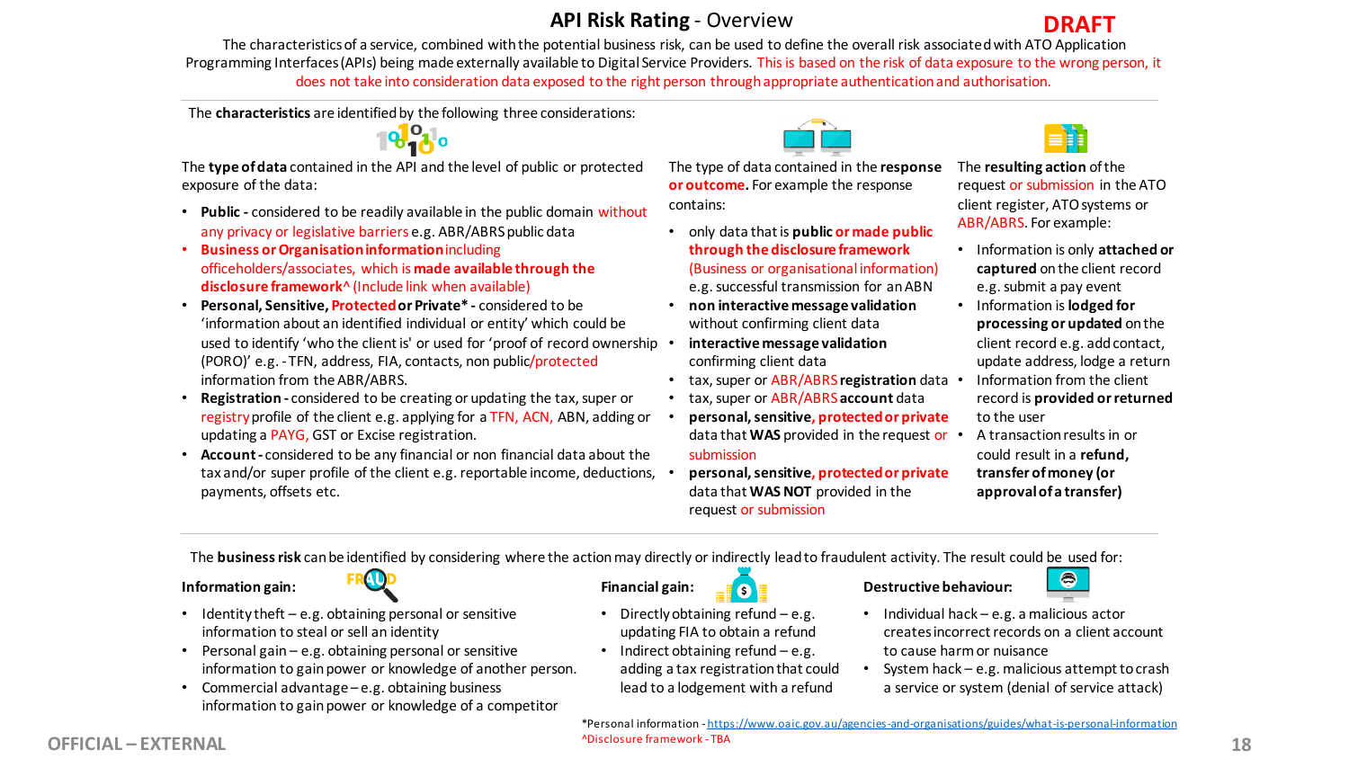# API Risk Rating - Overview

**DRAFT**

The characteristics of a service, combined with the potential business risk, can be used to define the overall risk associated with ATO Application Programming Interfaces (APIs) being made externally available to Digital Service Providers. This is based on the risk of data exposure to the wrong person, it does not take into consideration data exposed to the right person through appropriate authentication and authorisation.

The **characteristics** are identified by the following three considerations:

The **type of data** contained in the API and the level of public or protected exposure of the data:

- **Public -** considered to be readily available in the public domain without any privacy or legislative barriers e.g. ABR/ABRS public data
- **Business or Organisation information** including officeholders/associates, which is **made available through the disclosure framework^** (Include link when available)
- **Personal, Sensitive, Protected or Private\* -** considered to be 'information about an identified individual or entity' which could be used to identify 'who the client is' or used for 'proof of record ownership (PORO)' e.g. - TFN, address, FIA, contacts, non public/protected information from the ABR/ABRS.
- **Registration -** considered to be creating or updating the tax, super or registry profile of the client e.g. applying for a TFN, ACN, ABN, adding or updating a PAYG, GST or Excise registration.
- **Account -** considered to be any financial or non financial data about the tax and/or super profile of the client e.g. reportable income, deductions, payments, offsets etc.

The type of data contained in the **response or outcome.** For example the response contains:

- only data that is **public or made public through the disclosure framework** (Business or organisational information) e.g. successful transmission for an ABN
- **non interactive message validation** without confirming client data
- **interactive message validation** confirming client data
- tax, super or ABR/ABRS **registration** data
- tax, super or ABR/ABRS **account** data
- **personal, sensitive, protected or private** data that **WAS** provided in the request or submission
- **personal, sensitive, protected or private** data that **WAS NOT** provided in the request or submission

The **resulting action** of the request or submission in the ATO client register, ATO systems or ABR/ABRS. For example:

- Information is only **attached or captured** on the client record e.g. submit a pay event
- Information is **lodged for processing or updated** on the client record e.g. add contact, update address, lodge a return
- Information from the client record is **provided or returned** to the user
- A transaction results in or could result in a **refund, transfer of money (or approval of a transfer)**

The **business risk** can be identified by considering where the action may directly or indirectly lead to fraudulent activity. The result could be used for:

**Information gain:**

- Identity theft – e.g. obtaining personal or sensitive information to steal or sell an identity
- Personal gain – e.g. obtaining personal or sensitive information to gain power or knowledge of another person.
- Commercial advantage – e.g. obtaining business information to gain power or knowledge of a competitor

**Financial gain:**

- Directly obtaining refund – e.g. updating FIA to obtain a refund
- Indirect obtaining refund – e.g. adding a tax registration that could lead to a lodgement with a refund

**Destructive behaviour:**

- Individual hack – e.g. a malicious actor creates incorrect records on a client account to cause harm or nuisance
- System hack – e.g. malicious attempt to crash a service or system (denial of service attack)

\*Personal information - https://www.oaic.gov.au/agencies-and-organisations/guides/what-is-personal-information
^Disclosure framework - TBA

OFFICIAL – EXTERNAL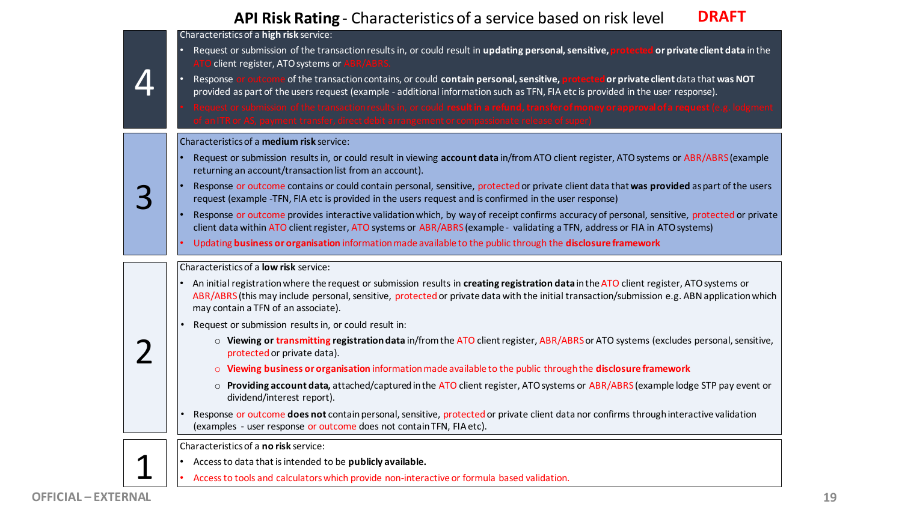# **API Risk Rating** - Characteristics of a service based on risk level

DRAFT

| Risk level | Characteristics |
| --- | --- |
| 4 | Characteristics of a **high risk** service:<br>• Request or submission of the transaction results in, or could result in **updating personal, sensitive, protected or private client data** in the ATO client register, ATO systems or ABR/ABRS.<br>• Response or outcome of the transaction contains, or could **contain personal, sensitive, protected or private client** data that **was NOT** provided as part of the users request (example - additional information such as TFN, FIA etc is provided in the user response).<br>• Request or submission of the transaction results in, or could **result in a refund, transfer of money or approval of a request** (e.g. lodgment of an ITR or AS, payment transfer, direct debit arrangement or compassionate release of super) |
| 3 | Characteristics of a **medium risk** service:<br>• Request or submission results in, or could result in viewing **account data** in/from ATO client register, ATO systems or ABR/ABRS (example returning an account/transaction list from an account).<br>• Response or outcome contains or could contain personal, sensitive, protected or private client data that **was provided** as part of the users request (example -TFN, FIA etc is provided in the users request and is confirmed in the user response)<br>• Response or outcome provides interactive validation which, by way of receipt confirms accuracy of personal, sensitive, protected or private client data within ATO client register, ATO systems or ABR/ABRS (example - validating a TFN, address or FIA in ATO systems)<br>• Updating **business or organisation** information made available to the public through the **disclosure framework** |
| 2 | Characteristics of a **low risk** service:<br>• An initial registration where the request or submission results in **creating registration data** in the ATO client register, ATO systems or ABR/ABRS (this may include personal, sensitive, protected or private data with the initial transaction/submission e.g. ABN application which may contain a TFN of an associate).<br>• Request or submission results in, or could result in:<br>  ○ **Viewing or transmitting registration data** in/from the ATO client register, ABR/ABRS or ATO systems (excludes personal, sensitive, protected or private data).<br>  ○ **Viewing business or organisation** information made available to the public through the **disclosure framework**<br>  ○ **Providing account data,** attached/captured in the ATO client register, ATO systems or ABR/ABRS (example lodge STP pay event or dividend/interest report).<br>• Response or outcome **does not** contain personal, sensitive, protected or private client data nor confirms through interactive validation (examples - user response or outcome does not contain TFN, FIA etc). |
| 1 | Characteristics of a **no risk** service:<br>• Access to data that is intended to be **publicly available.**<br>• Access to tools and calculators which provide non-interactive or formula based validation. |

OFFICIAL – EXTERNAL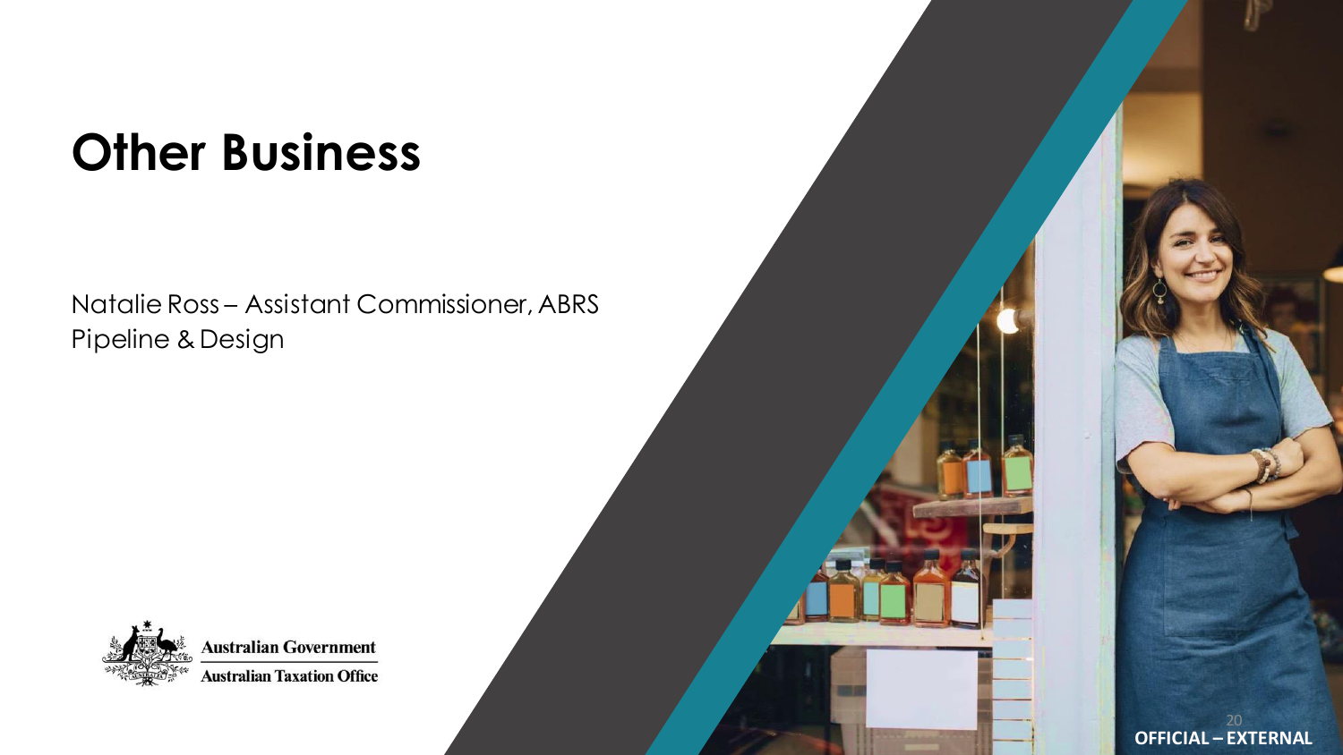# Other Business

Natalie Ross – Assistant Commissioner, ABRS
Pipeline & Design

Australian Government
Australian Taxation Office

OFFICIAL – EXTERNAL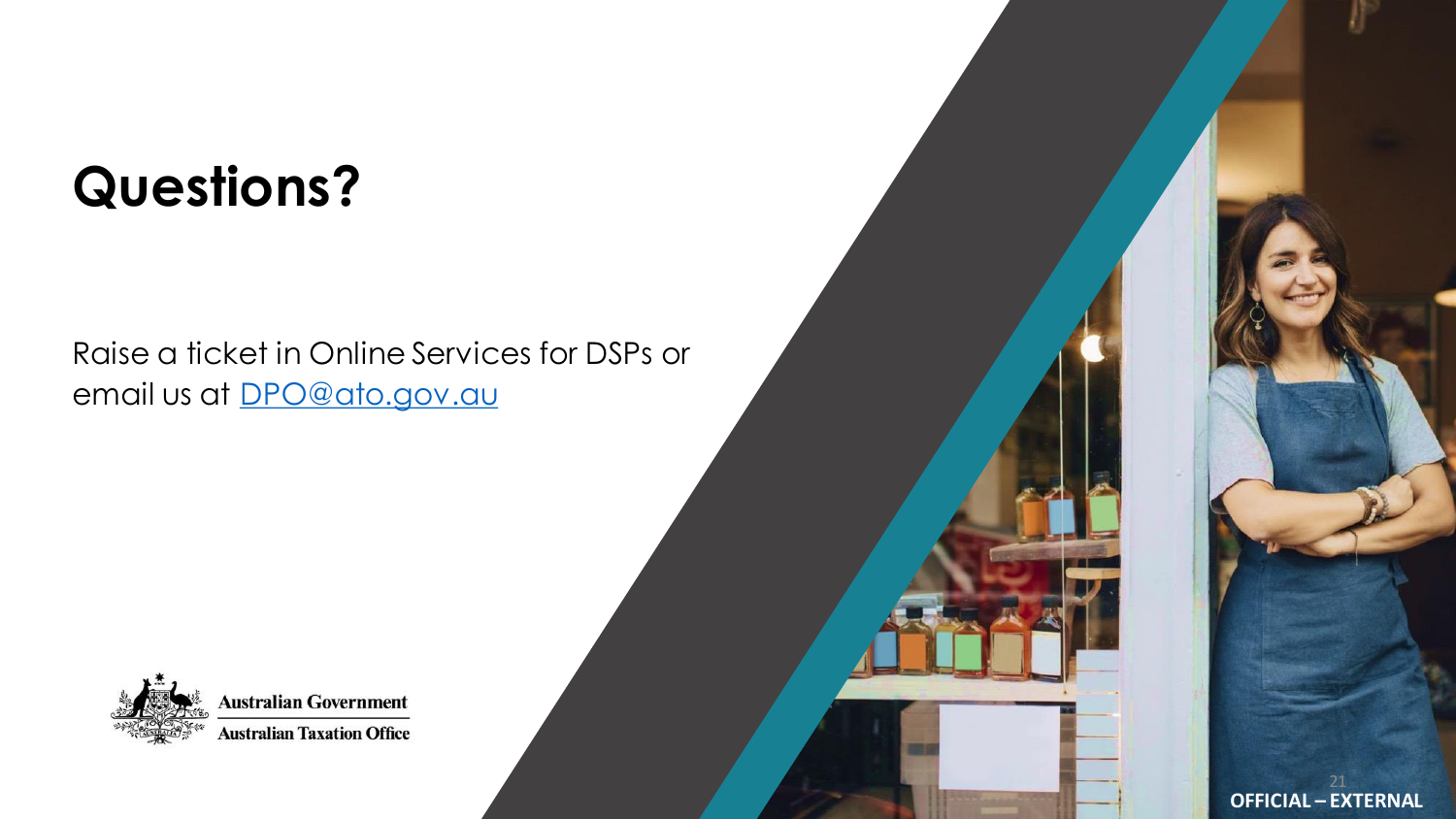# Questions?

Raise a ticket in Online Services for DSPs or email us at DPO@ato.gov.au

Australian Government
Australian Taxation Office

OFFICIAL – EXTERNAL